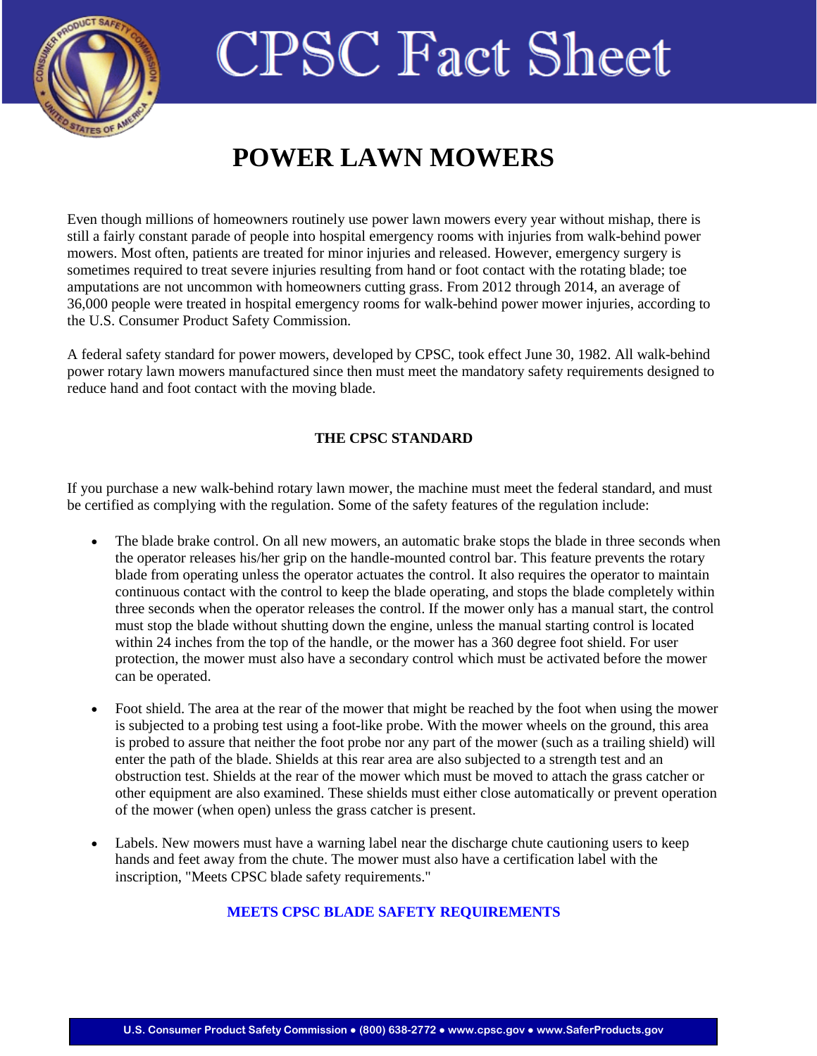# CPSC Fact Sheet

## POWER LAWN MOWERS

Even though millions of homeowners routinely use power lawn mowers every year without mishap, there is still a fairly constant parade of people into hospital emergency rooms with injuries from walk-behind power mowers. Most often, patients are treated for minor injuries and released. However, emergency surgery is sometimes required to treat severe injuries resulting from hand or foot contact with the rotating blade; toe amputations are not uncommon with homeowners cutting grass. From 2012 through 2014, an average of 36,000 people were treated in hospital emergency rooms for walk-behind power mower injuries, according to the U.S. Consumer Product Safety Commission.

A federal safety standard for power mowers, developed by CPSC, took effect June 30, 1982. All walk-behind power rotary lawn mowers manufactured since then must meet the mandatory safety requirements designed to reduce hand and foot contact with the moving blade.

### THE CPSC STANDARD

If you purchase a new walk-behind rotary lawn mower, the machine must meet the federal standard, and must be certified as complying with the regulation. Some of the safety features of the regulation include:

- The blade brake control. On all new mowers, an automatic brake stops the blade in three seconds when the operator releases his/her grip on the handle-mounted control bar. This feature prevents the rotary blade from operating unless the operator actuates the control. It also requires the operator to maintain continuous contact with the control to keep the blade operating, and stops the blade completely within three seconds when the operator releases the control. If the mower only has a manual start, the control must stop the blade without shutting down the engine, unless the manual starting control is located within 24 inches from the top of the handle, or the mower has a 360 degree foot shield. For user protection, the mower must also have a secondary control which must be activated before the mower can be operated.

- Foot shield. The area at the rear of the mower that might be reached by the foot when using the mower is subjected to a probing test using a foot-like probe. With the mower wheels on the ground, this area is probed to assure that neither the foot probe nor any part of the mower (such as a trailing shield) will enter the path of the blade. Shields at this rear area are also subjected to a strength test and an obstruction test. Shields at the rear of the mower which must be moved to attach the grass catcher or other equipment are also examined. These shields must either close automatically or prevent operation of the mower (when open) unless the grass catcher is present.

- Labels. New mowers must have a warning label near the discharge chute cautioning users to keep hands and feet away from the chute. The mower must also have a certification label with the inscription, "Meets CPSC blade safety requirements."

**MEETS CPSC BLADE SAFETY REQUIREMENTS**

U.S. Consumer Product Safety Commission • (800) 638-2772 • www.cpsc.gov • www.SaferProducts.gov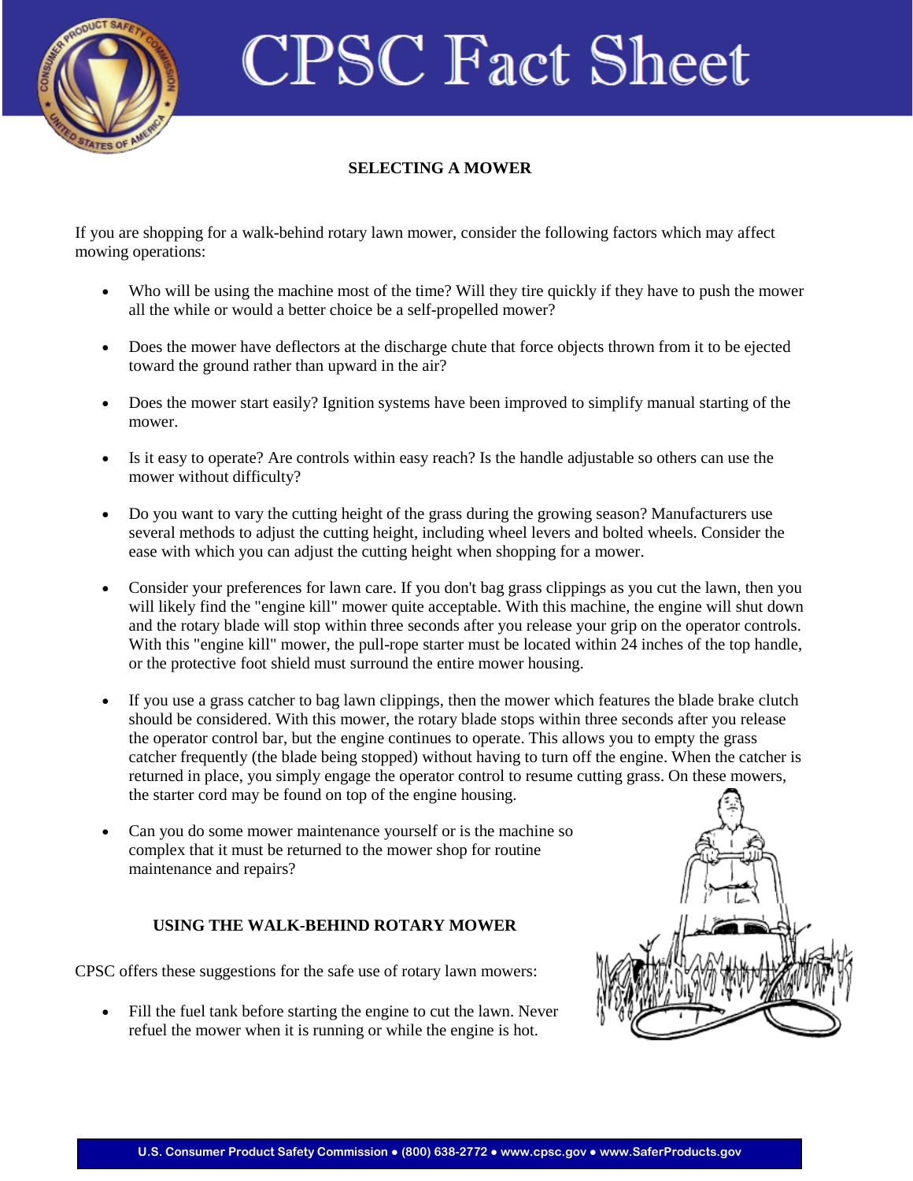# CPSC Fact Sheet

## SELECTING A MOWER

If you are shopping for a walk-behind rotary lawn mower, consider the following factors which may affect mowing operations:

- Who will be using the machine most of the time? Will they tire quickly if they have to push the mower all the while or would a better choice be a self-propelled mower?
- Does the mower have deflectors at the discharge chute that force objects thrown from it to be ejected toward the ground rather than upward in the air?
- Does the mower start easily? Ignition systems have been improved to simplify manual starting of the mower.
- Is it easy to operate? Are controls within easy reach? Is the handle adjustable so others can use the mower without difficulty?
- Do you want to vary the cutting height of the grass during the growing season? Manufacturers use several methods to adjust the cutting height, including wheel levers and bolted wheels. Consider the ease with which you can adjust the cutting height when shopping for a mower.
- Consider your preferences for lawn care. If you don't bag grass clippings as you cut the lawn, then you will likely find the "engine kill" mower quite acceptable. With this machine, the engine will shut down and the rotary blade will stop within three seconds after you release your grip on the operator controls. With this "engine kill" mower, the pull-rope starter must be located within 24 inches of the top handle, or the protective foot shield must surround the entire mower housing.
- If you use a grass catcher to bag lawn clippings, then the mower which features the blade brake clutch should be considered. With this mower, the rotary blade stops within three seconds after you release the operator control bar, but the engine continues to operate. This allows you to empty the grass catcher frequently (the blade being stopped) without having to turn off the engine. When the catcher is returned in place, you simply engage the operator control to resume cutting grass. On these mowers, the starter cord may be found on top of the engine housing.
- Can you do some mower maintenance yourself or is the machine so complex that it must be returned to the mower shop for routine maintenance and repairs?

## USING THE WALK-BEHIND ROTARY MOWER

CPSC offers these suggestions for the safe use of rotary lawn mowers:

- Fill the fuel tank before starting the engine to cut the lawn. Never refuel the mower when it is running or while the engine is hot.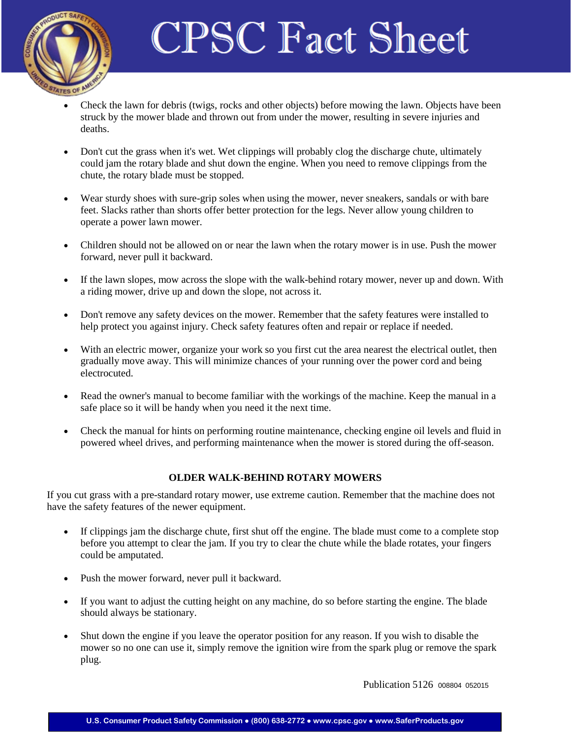- Check the lawn for debris (twigs, rocks and other objects) before mowing the lawn. Objects have been struck by the mower blade and thrown out from under the mower, resulting in severe injuries and deaths.

- Don't cut the grass when it's wet. Wet clippings will probably clog the discharge chute, ultimately could jam the rotary blade and shut down the engine. When you need to remove clippings from the chute, the rotary blade must be stopped.

- Wear sturdy shoes with sure-grip soles when using the mower, never sneakers, sandals or with bare feet. Slacks rather than shorts offer better protection for the legs. Never allow young children to operate a power lawn mower.

- Children should not be allowed on or near the lawn when the rotary mower is in use. Push the mower forward, never pull it backward.

- If the lawn slopes, mow across the slope with the walk-behind rotary mower, never up and down. With a riding mower, drive up and down the slope, not across it.

- Don't remove any safety devices on the mower. Remember that the safety features were installed to help protect you against injury. Check safety features often and repair or replace if needed.

- With an electric mower, organize your work so you first cut the area nearest the electrical outlet, then gradually move away. This will minimize chances of your running over the power cord and being electrocuted.

- Read the owner's manual to become familiar with the workings of the machine. Keep the manual in a safe place so it will be handy when you need it the next time.

- Check the manual for hints on performing routine maintenance, checking engine oil levels and fluid in powered wheel drives, and performing maintenance when the mower is stored during the off-season.

## OLDER WALK-BEHIND ROTARY MOWERS

If you cut grass with a pre-standard rotary mower, use extreme caution. Remember that the machine does not have the safety features of the newer equipment.

- If clippings jam the discharge chute, first shut off the engine. The blade must come to a complete stop before you attempt to clear the jam. If you try to clear the chute while the blade rotates, your fingers could be amputated.

- Push the mower forward, never pull it backward.

- If you want to adjust the cutting height on any machine, do so before starting the engine. The blade should always be stationary.

- Shut down the engine if you leave the operator position for any reason. If you wish to disable the mower so no one can use it, simply remove the ignition wire from the spark plug or remove the spark plug.

Publication 5126 008804 052015